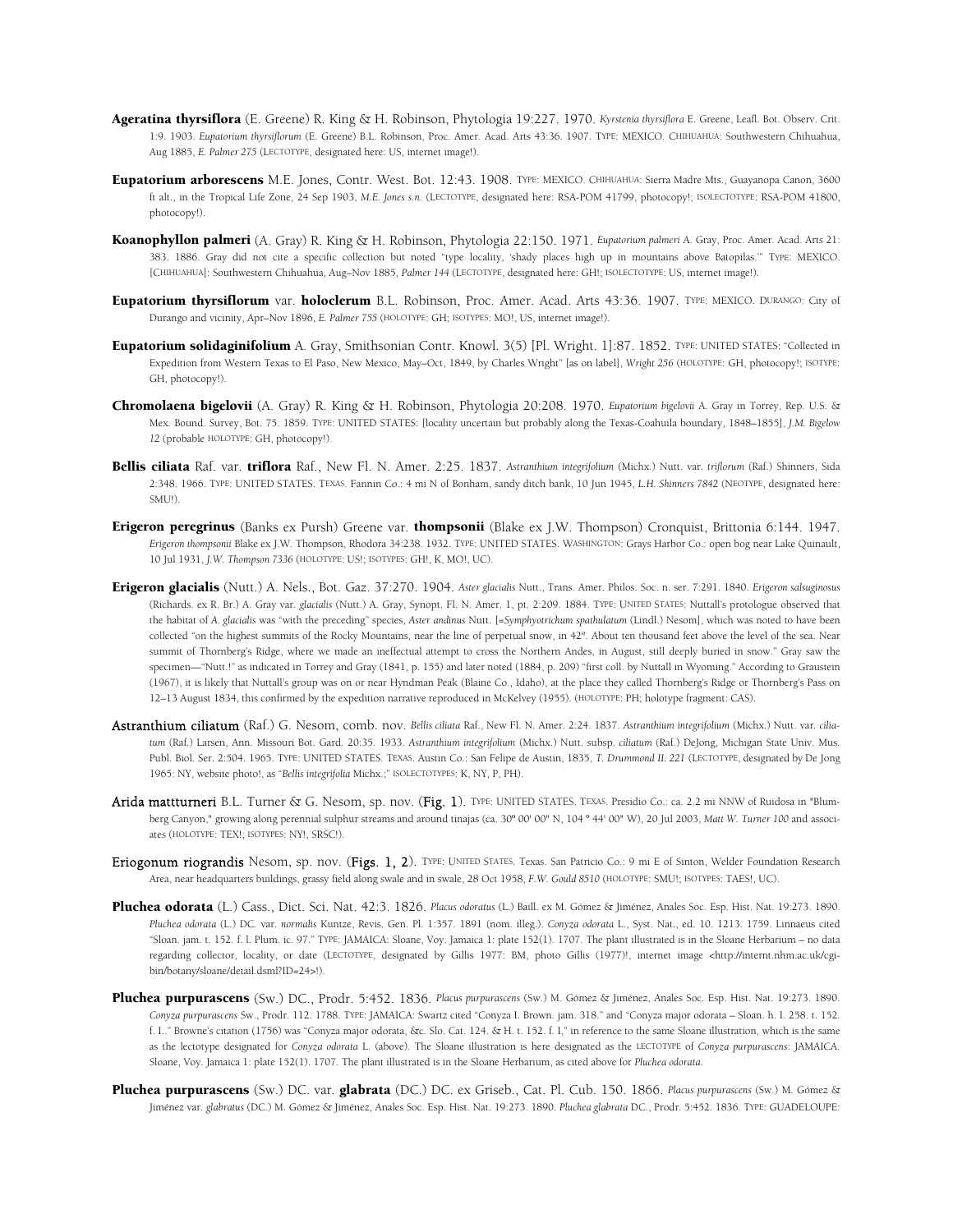**Ageratina thyrsiflora** (E. Greene) R. King & H. Robinson, Phytologia 19:227. 1970. *Kyrstenia thyrsiflora* E. Greene, Leafl. Bot. Observ. Crit. 1:9. 1903. *Eupatorium thyrsiflorum* (E. Greene) B.L. Robinson, Proc. Amer. Acad. Arts 43:36. 1907. TYPE: MEXICO. CHIHUAHUA: Southwestern Chihuahua, Aug 1885, *E. Palmer 275* (LECTOTYPE, designated here: US, internet image!).

**Eupatorium arborescens** M.E. Jones, Contr. West. Bot. 12:43. 1908. TYPE: MEXICO. CHIHUAHUA: Sierra Madre Mts., Guayanopa Canon, 3600 ft alt., in the Tropical Life Zone, 24 Sep 1903, *M.E. Jones s.n.* (LECTOTYPE, designated here: RSA-POM 41799, photocopy!; ISOLECTOTYPE: RSA-POM 41800, photocopy!).

**Koanophyllon palmeri** (A. Gray) R. King & H. Robinson, Phytologia 22:150. 1971. *Eupatorium palmeri* A. Gray, Proc. Amer. Acad. Arts 21: 383. 1886. Gray did not cite a specific collection but noted "type locality, 'shady places high up in mountains above Batopilas.'" TYPE: MEXICO. [CHIHUAHUA]: Southwestern Chihuahua, Aug–Nov 1885, *Palmer 144* (LECTOTYPE, designated here: GH!; ISOLECTOTYPE: US, internet image!).

**Eupatorium thyrsiflorum** var. **holoclerum** B.L. Robinson, Proc. Amer. Acad. Arts 43:36. 1907. TYPE: MEXICO. DURANGO: City of Durango and vicinity, Apr–Nov 1896, *E. Palmer 755* (HOLOTYPE: GH; ISOTYPES: MO!, US, internet image!).

**Eupatorium solidaginifolium** A. Gray, Smithsonian Contr. Knowl. 3(5) [Pl. Wright. 1]:87. 1852. TYPE: UNITED STATES: "Collected in Expedition from Western Texas to El Paso, New Mexico, May–Oct, 1849, by Charles Wright" [as on label], *Wright 256* (HOLOTYPE: GH, photocopy!; ISOTYPE: GH, photocopy!).

**Chromolaena bigelovii** (A. Gray) R. King & H. Robinson, Phytologia 20:208. 1970. *Eupatorium bigelovii* A. Gray in Torrey, Rep. U.S. & Mex. Bound. Survey, Bot. 75. 1859. TYPE: UNITED STATES: [locality uncertain but probably along the Texas-Coahuila boundary, 1848–1855], *J.M. Bigelow 12* (probable HOLOTYPE: GH, photocopy!).

**Bellis ciliata** Raf. var. **triflora** Raf., New Fl. N. Amer. 2:25. 1837. *Astranthium integrifolium* (Michx.) Nutt. var. *triflorum* (Raf.) Shinners, Sida 2:348. 1966. TYPE: UNITED STATES. TEXAS. Fannin Co.: 4 mi N of Bonham, sandy ditch bank, 10 Jun 1945, *L.H. Shinners 7842* (NEOTYPE, designated here: SMU!).

**Erigeron peregrinus** (Banks ex Pursh) Greene var. **thompsonii** (Blake ex J.W. Thompson) Cronquist, Brittonia 6:144. 1947. *Erigeron thompsonii* Blake ex J.W. Thompson, Rhodora 34:238. 1932. TYPE: UNITED STATES. WASHINGTON: Grays Harbor Co.: open bog near Lake Quinault, 10 Jul 1931, *J.W. Thompson 7336* (HOLOTYPE: US!; ISOTYPES: GH!, K, MO!, UC).

**Erigeron glacialis** (Nutt.) A. Nels., Bot. Gaz. 37:270. 1904. *Aster glacialis* Nutt., Trans. Amer. Philos. Soc. n. ser. 7:291. 1840. *Erigeron salsuginosus* (Richards. ex R. Br.) A. Gray var. *glacialis* (Nutt.) A. Gray, Synopt. Fl. N. Amer. 1, pt. 2:209. 1884. TYPE: UNITED STATES: Nuttall's protologue observed that the habitat of *A. glacialis* was "with the preceding" species, *Aster andinus* Nutt. [=*Symphyotrichum spathulatum* (Lindl.) Nesom], which was noted to have been collected "on the highest summits of the Rocky Mountains, near the line of perpetual snow, in 42°. About ten thousand feet above the level of the sea. Near summit of Thornberg's Ridge, where we made an ineffectual attempt to cross the Northern Andes, in August, still deeply buried in snow." Gray saw the specimen—"Nutt.!" as indicated in Torrey and Gray (1841, p. 155) and later noted (1884, p. 209) "first coll. by Nuttall in Wyoming." According to Graustein (1967), it is likely that Nuttall's group was on or near Hyndman Peak (Blaine Co., Idaho), at the place they called Thornberg's Ridge or Thornberg's Pass on 12–13 August 1834, this confirmed by the expedition narrative reproduced in McKelvey (1955). (HOLOTYPE: PH; holotype fragment: CAS).

**Astranthium ciliatum** (Raf.) G. Nesom, comb. nov. *Bellis ciliata* Raf., New Fl. N. Amer. 2:24. 1837. *Astranthium integrifolium* (Michx.) Nutt. var. *ciliatum* (Raf.) Larsen, Ann. Missouri Bot. Gard. 20:35. 1933. *Astranthium integrifolium* (Michx.) Nutt. subsp. *ciliatum* (Raf.) DeJong, Michigan State Univ. Mus. Publ. Biol. Ser. 2:504. 1965. TYPE: UNITED STATES. TEXAS. Austin Co.: San Felipe de Austin, 1835, *T. Drummond II. 221* (LECTOTYPE, designated by De Jong 1965: NY, website photo!, as "*Bellis integrifolia* Michx.;" ISOLECTOTYPES: K, NY, P, PH).

**Arida mattturneri** B.L. Turner & G. Nesom, sp. nov. (**Fig. 1**). TYPE: UNITED STATES. TEXAS. Presidio Co.: ca. 2.2 mi NNW of Ruidosa in "Blumberg Canyon," growing along perennial sulphur streams and around tinajas (ca. 30° 00' 00" N, 104 ° 44' 00" W), 20 Jul 2003, *Matt W. Turner 100* and associates (HOLOTYPE: TEX!; ISOTYPES: NY!, SRSC!).

**Eriogonum riograndis** Nesom, sp. nov. (**Figs. 1, 2**). TYPE: UNITED STATES. Texas. San Patricio Co.: 9 mi E of Sinton, Welder Foundation Research Area, near headquarters buildings, grassy field along swale and in swale, 28 Oct 1958, *F.W. Gould 8510* (HOLOTYPE: SMU!; ISOTYPES: TAES!, UC).

**Pluchea odorata** (L.) Cass., Dict. Sci. Nat. 42:3. 1826. *Placus odoratus* (L.) Baill. ex M. Gómez & Jiménez, Anales Soc. Esp. Hist. Nat. 19:273. 1890. *Pluchea odorata* (L.) DC. var. *normalis* Kuntze, Revis. Gen. Pl. 1:357. 1891 (nom. illeg.). *Conyza odorata* L., Syst. Nat., ed. 10. 1213. 1759. Linnaeus cited "Sloan. jam. t. 152. f. l. Plum. ic. 97." TYPE: JAMAICA: Sloane, Voy. Jamaica 1: plate 152(1). 1707. The plant illustrated is in the Sloane Herbarium – no data regarding collector, locality, or date (LECTOTYPE, designated by Gillis 1977: BM, photo Gillis (1977)!, internet image <http://internt.nhm.ac.uk/cgi-bin/botany/sloane/detail.dsml?ID=24>!).

**Pluchea purpurascens** (Sw.) DC., Prodr. 5:452. 1836. *Placus purpurascens* (Sw.) M. Gómez & Jiménez, Anales Soc. Esp. Hist. Nat. 19:273. 1890. *Conyza purpurascens* Sw., Prodr. 112. 1788. TYPE: JAMAICA: Swartz cited "Conyza I. Brown. jam. 318." and "Conyza major odorata – Sloan. h. I. 258. t. 152. f. 1.." Browne's citation (1756) was "Conyza major odorata, &c. Slo. Cat. 124. & H. t. 152. f. I," in reference to the same Sloane illustration, which is the same as the lectotype designated for *Conyza odorata* L. (above). The Sloane illustration is here designated as the LECTOTYPE of *Conyza purpurascens*: JAMAICA. Sloane, Voy. Jamaica 1: plate 152(1). 1707. The plant illustrated is in the Sloane Herbarium, as cited above for *Pluchea odorata*.

**Pluchea purpurascens** (Sw.) DC. var. **glabrata** (DC.) DC. ex Griseb., Cat. Pl. Cub. 150. 1866. *Placus purpurascens* (Sw.) M. Gómez & Jiménez var. *glabratus* (DC.) M. Gómez & Jiménez, Anales Soc. Esp. Hist. Nat. 19:273. 1890. *Pluchea glabrata* DC., Prodr. 5:452. 1836. TYPE: GUADELOUPE: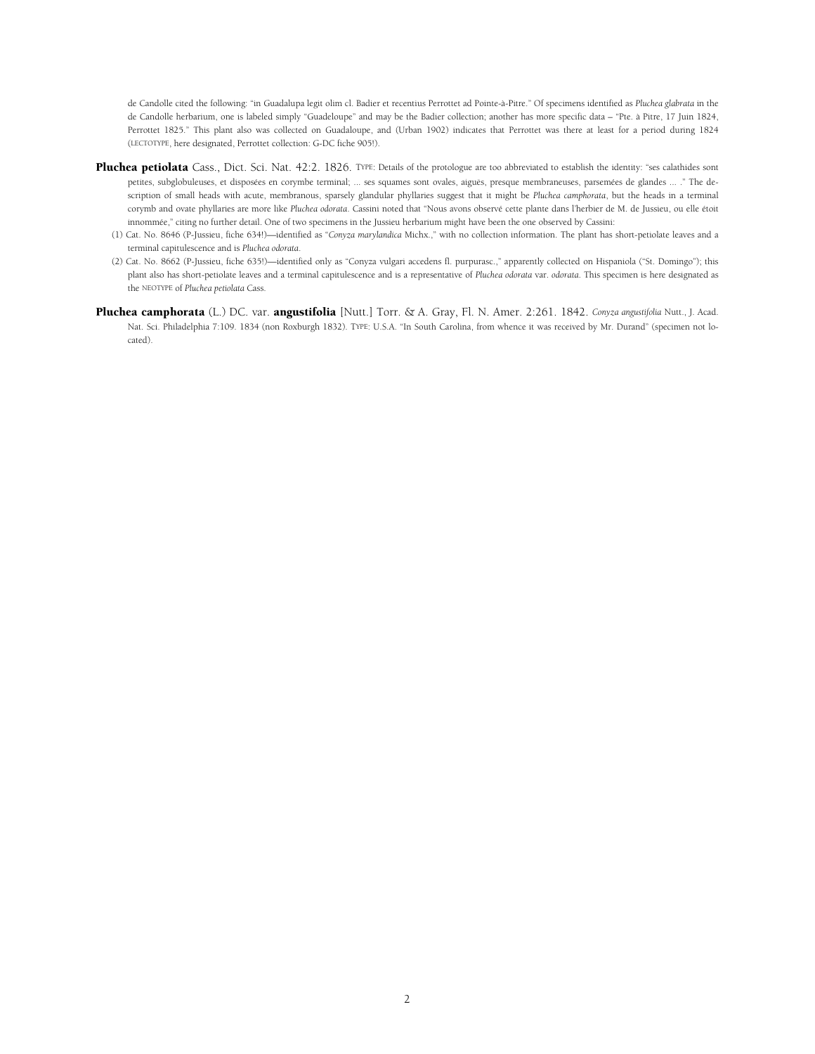de Candolle cited the following: "in Guadalupa legit olim cl. Badier et recentius Perrottet ad Pointe-à-Pitre." Of specimens identified as *Pluchea glabrata* in the de Candolle herbarium, one is labeled simply "Guadeloupe" and may be the Badier collection; another has more specific data – "Pte. à Pitre, 17 Juin 1824, Perrottet 1825." This plant also was collected on Guadaloupe, and (Urban 1902) indicates that Perrottet was there at least for a period during 1824 (LECTOTYPE, here designated, Perrottet collection: G-DC fiche 905!).

**Pluchea petiolata** Cass., Dict. Sci. Nat. 42:2. 1826. TYPE: Details of the protologue are too abbreviated to establish the identity: "ses calathides sont petites, subglobuleuses, et disposées en corymbe terminal; ... ses squames sont ovales, aiguës, presque membraneuses, parsemées de glandes ... ." The description of small heads with acute, membranous, sparsely glandular phyllaries suggest that it might be *Pluchea camphorata*, but the heads in a terminal corymb and ovate phyllaries are more like *Pluchea odorata*. Cassini noted that "Nous avons observé cette plante dans l'herbier de M. de Jussieu, ou elle étoit innommée," citing no further detail. One of two specimens in the Jussieu herbarium might have been the one observed by Cassini:

(1) Cat. No. 8646 (P-Jussieu, fiche 634!)—identified as "*Conyza marylandica* Michx.," with no collection information. The plant has short-petiolate leaves and a terminal capitulescence and is *Pluchea odorata*.

(2) Cat. No. 8662 (P-Jussieu, fiche 635!)—identified only as "Conyza vulgari accedens fl. purpurasc.," apparently collected on Hispaniola ("St. Domingo"); this plant also has short-petiolate leaves and a terminal capitulescence and is a representative of *Pluchea odorata* var. *odorata*. This specimen is here designated as the NEOTYPE of *Pluchea petiolata* Cass.

**Pluchea camphorata** (L.) DC. var. **angustifolia** [Nutt.] Torr. & A. Gray, Fl. N. Amer. 2:261. 1842. *Conyza angustifolia* Nutt., J. Acad. Nat. Sci. Philadelphia 7:109. 1834 (non Roxburgh 1832). TYPE: U.S.A. "In South Carolina, from whence it was received by Mr. Durand" (specimen not located).